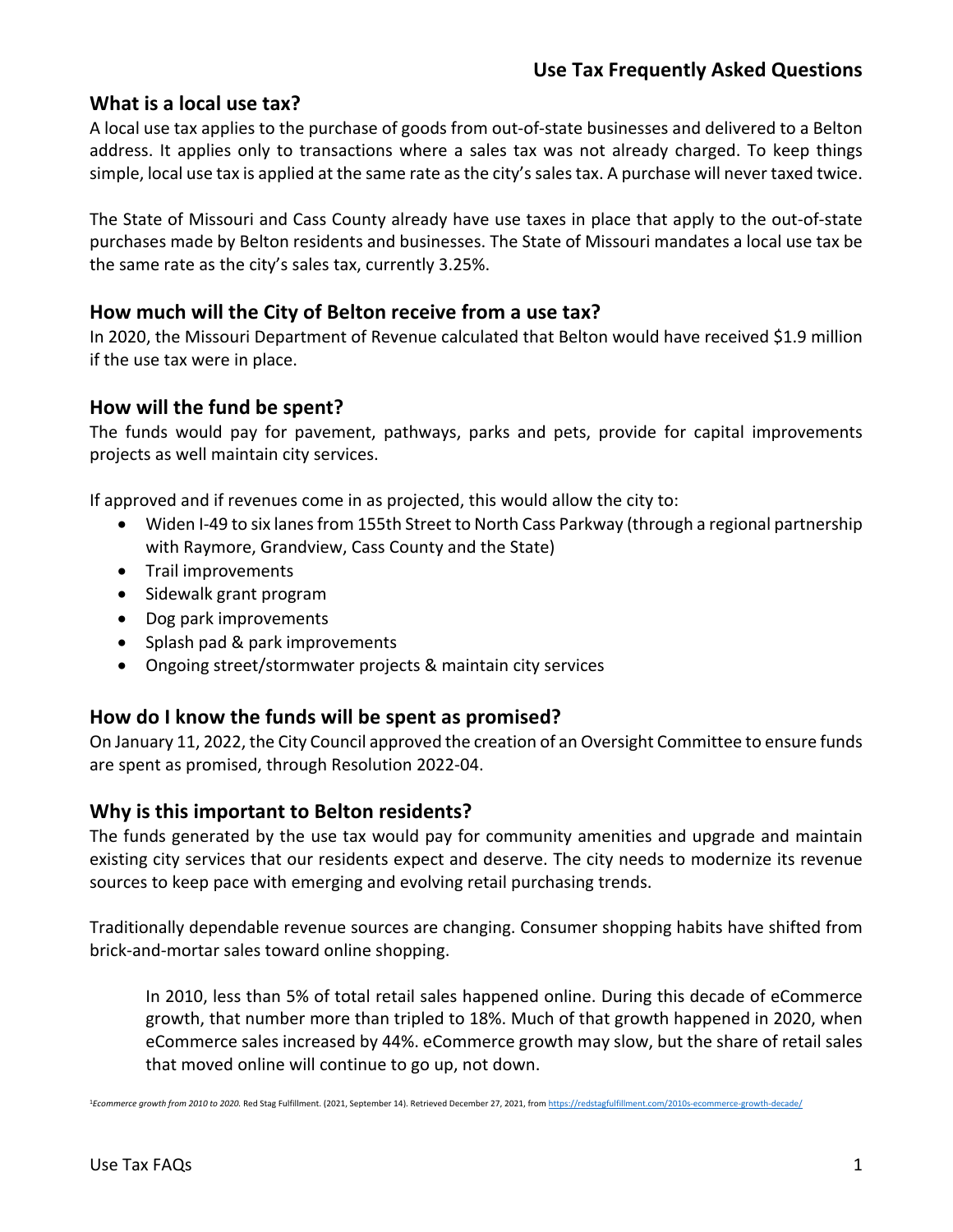# Use Tax Frequently Asked Questions

## What is a local use tax?

A local use tax applies to the purchase of goods from out-of-state businesses and delivered to a Belton address. It applies only to transactions where a sales tax was not already charged. To keep things simple, local use tax is applied at the same rate as the city's sales tax. A purchase will never taxed twice.

The State of Missouri and Cass County already have use taxes in place that apply to the out-of-state purchases made by Belton residents and businesses. The State of Missouri mandates a local use tax be the same rate as the city's sales tax, currently 3.25%.

## How much will the City of Belton receive from a use tax?

In 2020, the Missouri Department of Revenue calculated that Belton would have received $1.9 million if the use tax were in place.

## How will the fund be spent?

The funds would pay for pavement, pathways, parks and pets, provide for capital improvements projects as well maintain city services.

If approved and if revenues come in as projected, this would allow the city to:

- Widen I-49 to six lanes from 155th Street to North Cass Parkway (through a regional partnership with Raymore, Grandview, Cass County and the State)
- Trail improvements
- Sidewalk grant program
- Dog park improvements
- Splash pad & park improvements
- Ongoing street/stormwater projects & maintain city services

## How do I know the funds will be spent as promised?

On January 11, 2022, the City Council approved the creation of an Oversight Committee to ensure funds are spent as promised, through Resolution 2022-04.

## Why is this important to Belton residents?

The funds generated by the use tax would pay for community amenities and upgrade and maintain existing city services that our residents expect and deserve. The city needs to modernize its revenue sources to keep pace with emerging and evolving retail purchasing trends.

Traditionally dependable revenue sources are changing. Consumer shopping habits have shifted from brick-and-mortar sales toward online shopping.

> In 2010, less than 5% of total retail sales happened online. During this decade of eCommerce growth, that number more than tripled to 18%. Much of that growth happened in 2020, when eCommerce sales increased by 44%. eCommerce growth may slow, but the share of retail sales that moved online will continue to go up, not down.

[1] *Ecommerce growth from 2010 to 2020.* Red Stag Fulfillment. (2021, September 14). Retrieved December 27, 2021, from https://redstagfulfillment.com/2010s-ecommerce-growth-decade/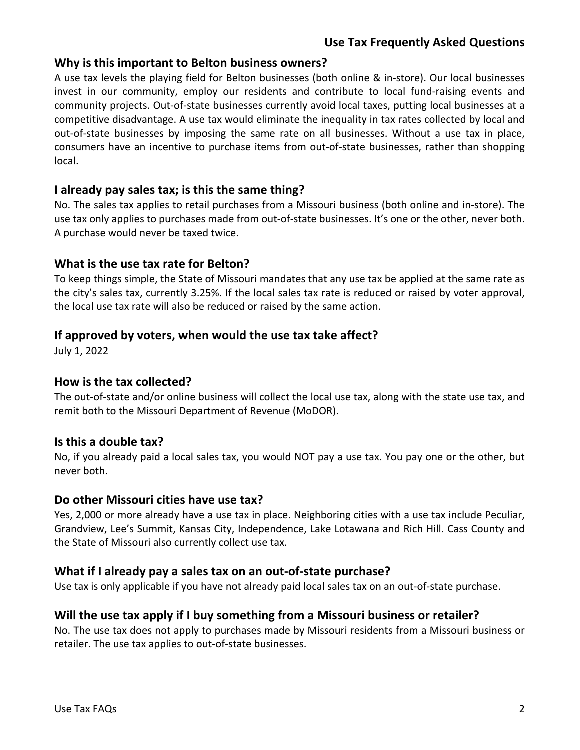## Use Tax Frequently Asked Questions

### Why is this important to Belton business owners?

A use tax levels the playing field for Belton businesses (both online & in-store). Our local businesses invest in our community, employ our residents and contribute to local fund-raising events and community projects. Out-of-state businesses currently avoid local taxes, putting local businesses at a competitive disadvantage. A use tax would eliminate the inequality in tax rates collected by local and out-of-state businesses by imposing the same rate on all businesses. Without a use tax in place, consumers have an incentive to purchase items from out-of-state businesses, rather than shopping local.

### I already pay sales tax; is this the same thing?

No. The sales tax applies to retail purchases from a Missouri business (both online and in-store). The use tax only applies to purchases made from out-of-state businesses. It's one or the other, never both. A purchase would never be taxed twice.

### What is the use tax rate for Belton?

To keep things simple, the State of Missouri mandates that any use tax be applied at the same rate as the city's sales tax, currently 3.25%. If the local sales tax rate is reduced or raised by voter approval, the local use tax rate will also be reduced or raised by the same action.

### If approved by voters, when would the use tax take affect?

July 1, 2022

### How is the tax collected?

The out-of-state and/or online business will collect the local use tax, along with the state use tax, and remit both to the Missouri Department of Revenue (MoDOR).

### Is this a double tax?

No, if you already paid a local sales tax, you would NOT pay a use tax. You pay one or the other, but never both.

### Do other Missouri cities have use tax?

Yes, 2,000 or more already have a use tax in place. Neighboring cities with a use tax include Peculiar, Grandview, Lee's Summit, Kansas City, Independence, Lake Lotawana and Rich Hill. Cass County and the State of Missouri also currently collect use tax.

### What if I already pay a sales tax on an out-of-state purchase?

Use tax is only applicable if you have not already paid local sales tax on an out-of-state purchase.

### Will the use tax apply if I buy something from a Missouri business or retailer?

No. The use tax does not apply to purchases made by Missouri residents from a Missouri business or retailer. The use tax applies to out-of-state businesses.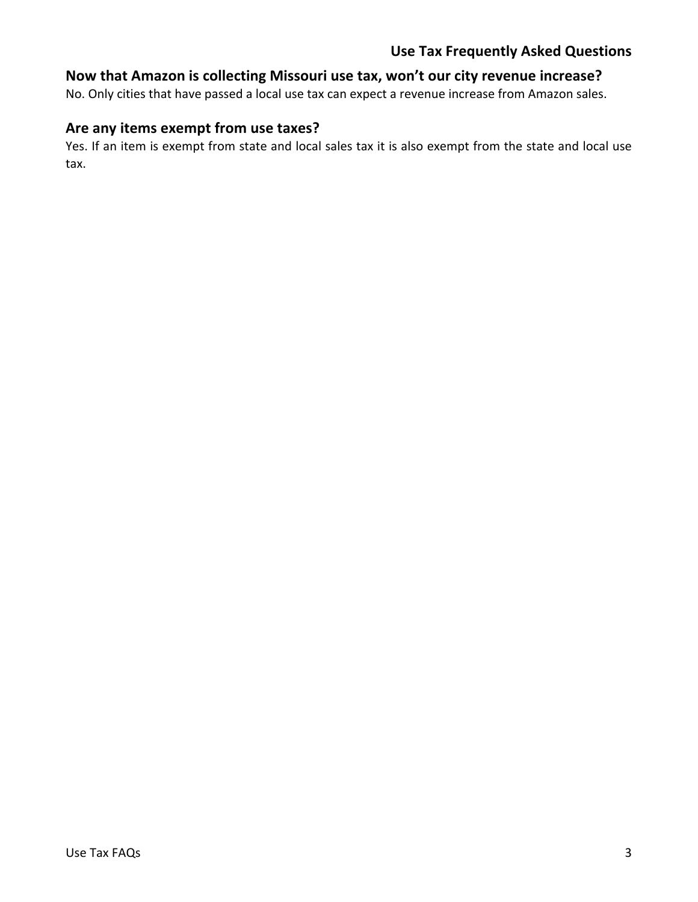### Now that Amazon is collecting Missouri use tax, won't our city revenue increase?

No. Only cities that have passed a local use tax can expect a revenue increase from Amazon sales.

### Are any items exempt from use taxes?

Yes. If an item is exempt from state and local sales tax it is also exempt from the state and local use tax.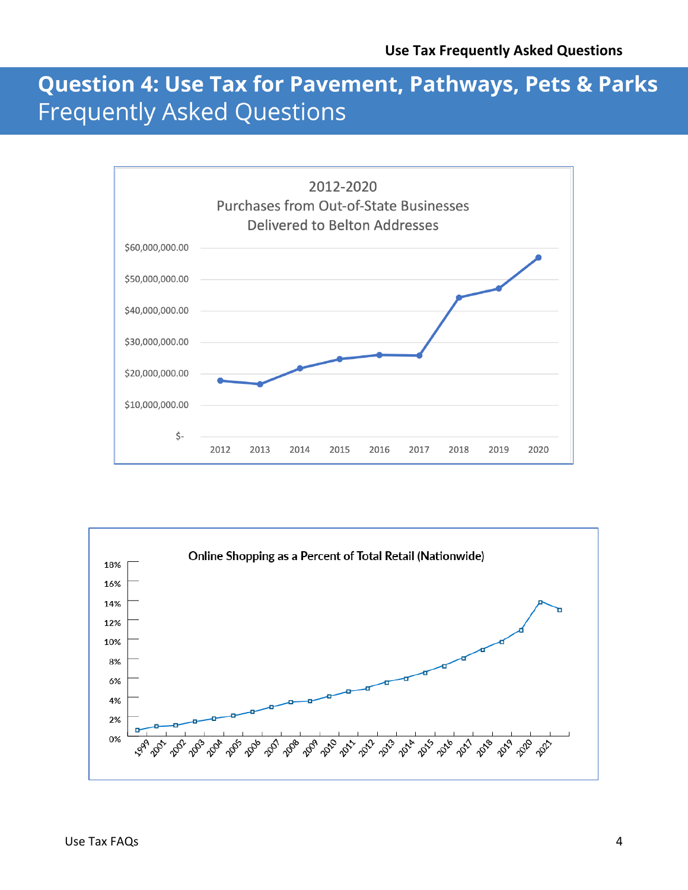# Question 4: Use Tax for Pavement, Pathways, Pets & Parks

## Frequently Asked Questions

2012-2020
Purchases from Out-of-State Businesses
Delivered to Belton Addresses

$60,000,000.00
$50,000,000.00
$40,000,000.00
$30,000,000.00
$20,000,000.00
$10,000,000.00
$-

2012 2013 2014 2015 2016 2017 2018 2019 2020

Online Shopping as a Percent of Total Retail (Nationwide)

18%
16%
14%
12%
10%
8%
6%
4%
2%
0%

1999 2001 2002 2003 2004 2005 2006 2007 2008 2009 2010 2011 2012 2013 2014 2015 2016 2017 2018 2019 2020 2021